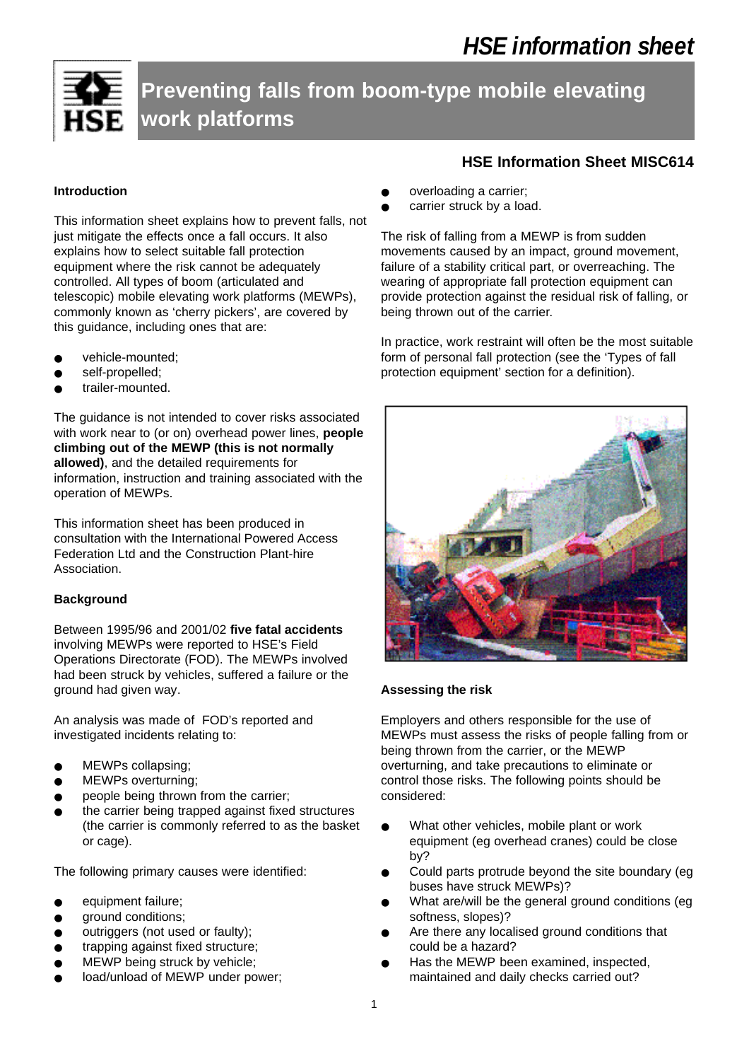# HSE information sheet

## Preventing falls from boom-type mobile elevating work platforms

**HSE Information Sheet MISC614**

### Introduction

This information sheet explains how to prevent falls, not just mitigate the effects once a fall occurs. It also explains how to select suitable fall protection equipment where the risk cannot be adequately controlled. All types of boom (articulated and telescopic) mobile elevating work platforms (MEWPs), commonly known as 'cherry pickers', are covered by this guidance, including ones that are:

- vehicle-mounted;
- self-propelled;
- trailer-mounted.

The guidance is not intended to cover risks associated with work near to (or on) overhead power lines, **people climbing out of the MEWP (this is not normally allowed)**, and the detailed requirements for information, instruction and training associated with the operation of MEWPs.

This information sheet has been produced in consultation with the International Powered Access Federation Ltd and the Construction Plant-hire Association.

### Background

Between 1995/96 and 2001/02 **five fatal accidents** involving MEWPs were reported to HSE's Field Operations Directorate (FOD). The MEWPs involved had been struck by vehicles, suffered a failure or the ground had given way.

An analysis was made of FOD's reported and investigated incidents relating to:

- MEWPs collapsing;
- MEWPs overturning;
- people being thrown from the carrier;
- the carrier being trapped against fixed structures (the carrier is commonly referred to as the basket or cage).

The following primary causes were identified:

- equipment failure;
- ground conditions;
- outriggers (not used or faulty);
- trapping against fixed structure;
- MEWP being struck by vehicle;
- load/unload of MEWP under power;
- overloading a carrier;
- carrier struck by a load.

The risk of falling from a MEWP is from sudden movements caused by an impact, ground movement, failure of a stability critical part, or overreaching. The wearing of appropriate fall protection equipment can provide protection against the residual risk of falling, or being thrown out of the carrier.

In practice, work restraint will often be the most suitable form of personal fall protection (see the 'Types of fall protection equipment' section for a definition).

### Assessing the risk

Employers and others responsible for the use of MEWPs must assess the risks of people falling from or being thrown from the carrier, or the MEWP overturning, and take precautions to eliminate or control those risks. The following points should be considered:

- What other vehicles, mobile plant or work equipment (eg overhead cranes) could be close by?
- Could parts protrude beyond the site boundary (eg buses have struck MEWPs)?
- What are/will be the general ground conditions (eg softness, slopes)?
- Are there any localised ground conditions that could be a hazard?
- Has the MEWP been examined, inspected, maintained and daily checks carried out?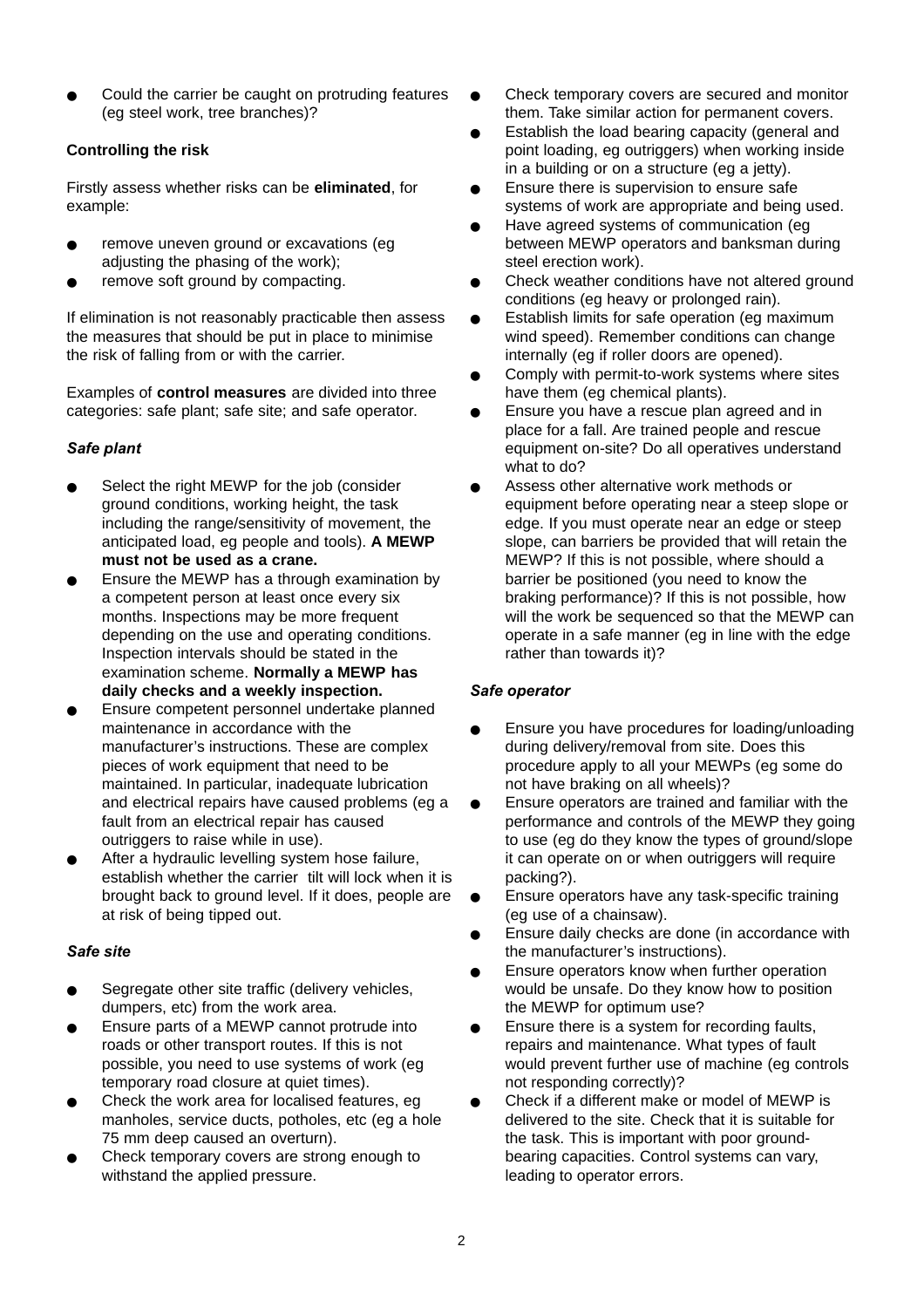- Could the carrier be caught on protruding features (eg steel work, tree branches)?

**Controlling the risk**

Firstly assess whether risks can be **eliminated**, for example:

- remove uneven ground or excavations (eg adjusting the phasing of the work);
- remove soft ground by compacting.

If elimination is not reasonably practicable then assess the measures that should be put in place to minimise the risk of falling from or with the carrier.

Examples of **control measures** are divided into three categories: safe plant; safe site; and safe operator.

***Safe plant***

- Select the right MEWP for the job (consider ground conditions, working height, the task including the range/sensitivity of movement, the anticipated load, eg people and tools). **A MEWP must not be used as a crane.**
- Ensure the MEWP has a through examination by a competent person at least once every six months. Inspections may be more frequent depending on the use and operating conditions. Inspection intervals should be stated in the examination scheme. **Normally a MEWP has daily checks and a weekly inspection.**
- Ensure competent personnel undertake planned maintenance in accordance with the manufacturer's instructions. These are complex pieces of work equipment that need to be maintained. In particular, inadequate lubrication and electrical repairs have caused problems (eg a fault from an electrical repair has caused outriggers to raise while in use).
- After a hydraulic levelling system hose failure, establish whether the carrier tilt will lock when it is brought back to ground level. If it does, people are at risk of being tipped out.

***Safe site***

- Segregate other site traffic (delivery vehicles, dumpers, etc) from the work area.
- Ensure parts of a MEWP cannot protrude into roads or other transport routes. If this is not possible, you need to use systems of work (eg temporary road closure at quiet times).
- Check the work area for localised features, eg manholes, service ducts, potholes, etc (eg a hole 75 mm deep caused an overturn).
- Check temporary covers are strong enough to withstand the applied pressure.
- Check temporary covers are secured and monitor them. Take similar action for permanent covers.
- Establish the load bearing capacity (general and point loading, eg outriggers) when working inside in a building or on a structure (eg a jetty).
- Ensure there is supervision to ensure safe systems of work are appropriate and being used.
- Have agreed systems of communication (eg between MEWP operators and banksman during steel erection work).
- Check weather conditions have not altered ground conditions (eg heavy or prolonged rain).
- Establish limits for safe operation (eg maximum wind speed). Remember conditions can change internally (eg if roller doors are opened).
- Comply with permit-to-work systems where sites have them (eg chemical plants).
- Ensure you have a rescue plan agreed and in place for a fall. Are trained people and rescue equipment on-site? Do all operatives understand what to do?
- Assess other alternative work methods or equipment before operating near a steep slope or edge. If you must operate near an edge or steep slope, can barriers be provided that will retain the MEWP? If this is not possible, where should a barrier be positioned (you need to know the braking performance)? If this is not possible, how will the work be sequenced so that the MEWP can operate in a safe manner (eg in line with the edge rather than towards it)?

***Safe operator***

- Ensure you have procedures for loading/unloading during delivery/removal from site. Does this procedure apply to all your MEWPs (eg some do not have braking on all wheels)?
- Ensure operators are trained and familiar with the performance and controls of the MEWP they going to use (eg do they know the types of ground/slope it can operate on or when outriggers will require packing?).
- Ensure operators have any task-specific training (eg use of a chainsaw).
- Ensure daily checks are done (in accordance with the manufacturer's instructions).
- Ensure operators know when further operation would be unsafe. Do they know how to position the MEWP for optimum use?
- Ensure there is a system for recording faults, repairs and maintenance. What types of fault would prevent further use of machine (eg controls not responding correctly)?
- Check if a different make or model of MEWP is delivered to the site. Check that it is suitable for the task. This is important with poor ground-bearing capacities. Control systems can vary, leading to operator errors.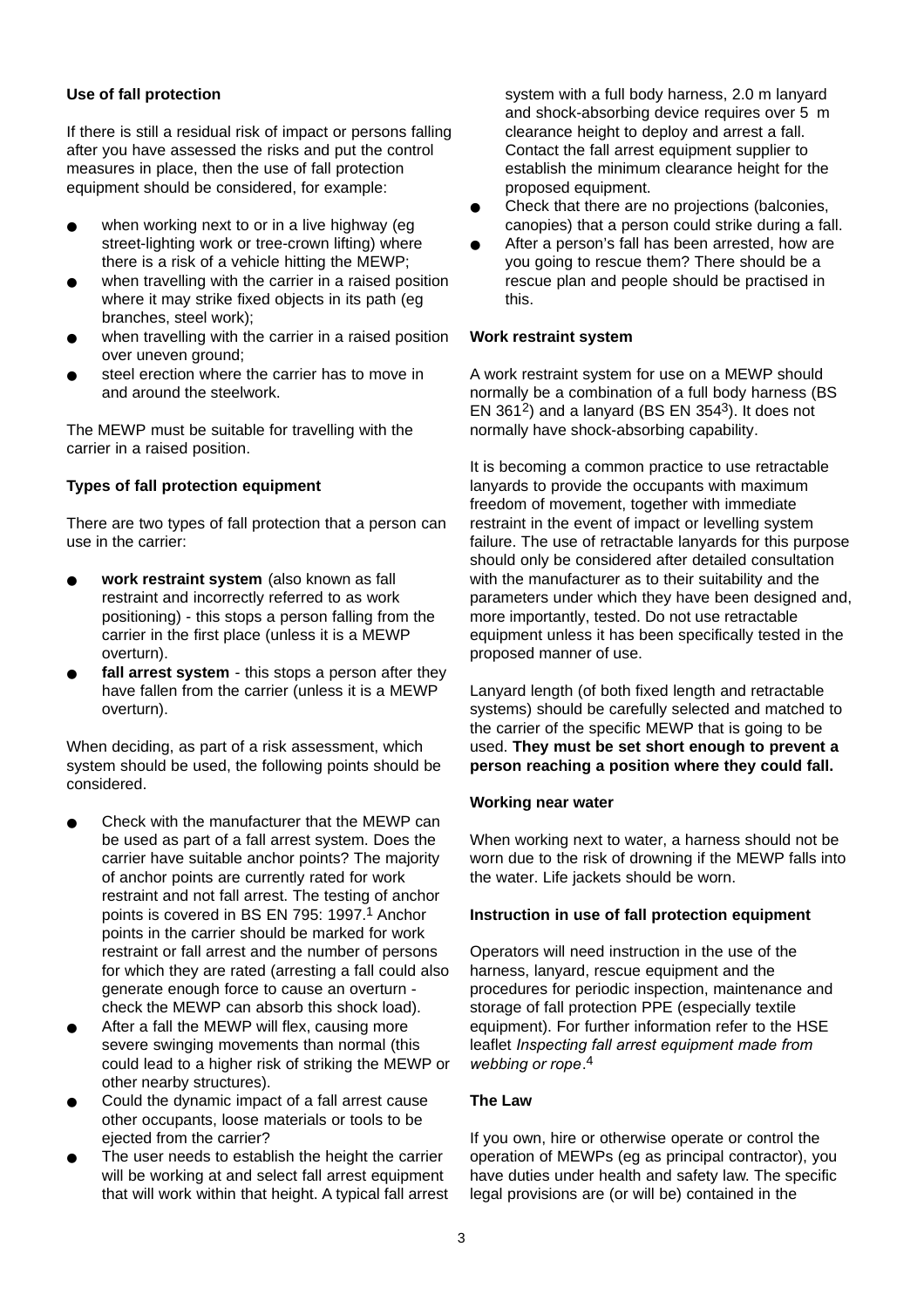### Use of fall protection

If there is still a residual risk of impact or persons falling after you have assessed the risks and put the control measures in place, then the use of fall protection equipment should be considered, for example:

- when working next to or in a live highway (eg street-lighting work or tree-crown lifting) where there is a risk of a vehicle hitting the MEWP;
- when travelling with the carrier in a raised position where it may strike fixed objects in its path (eg branches, steel work);
- when travelling with the carrier in a raised position over uneven ground;
- steel erection where the carrier has to move in and around the steelwork.

The MEWP must be suitable for travelling with the carrier in a raised position.

### Types of fall protection equipment

There are two types of fall protection that a person can use in the carrier:

- **work restraint system** (also known as fall restraint and incorrectly referred to as work positioning) - this stops a person falling from the carrier in the first place (unless it is a MEWP overturn).
- **fall arrest system** - this stops a person after they have fallen from the carrier (unless it is a MEWP overturn).

When deciding, as part of a risk assessment, which system should be used, the following points should be considered.

- Check with the manufacturer that the MEWP can be used as part of a fall arrest system. Does the carrier have suitable anchor points? The majority of anchor points are currently rated for work restraint and not fall arrest. The testing of anchor points is covered in BS EN 795: 1997.[1] Anchor points in the carrier should be marked for work restraint or fall arrest and the number of persons for which they are rated (arresting a fall could also generate enough force to cause an overturn - check the MEWP can absorb this shock load).
- After a fall the MEWP will flex, causing more severe swinging movements than normal (this could lead to a higher risk of striking the MEWP or other nearby structures).
- Could the dynamic impact of a fall arrest cause other occupants, loose materials or tools to be ejected from the carrier?
- The user needs to establish the height the carrier will be working at and select fall arrest equipment that will work within that height. A typical fall arrest system with a full body harness, 2.0 m lanyard and shock-absorbing device requires over 5 m clearance height to deploy and arrest a fall. Contact the fall arrest equipment supplier to establish the minimum clearance height for the proposed equipment.
- Check that there are no projections (balconies, canopies) that a person could strike during a fall.
- After a person's fall has been arrested, how are you going to rescue them? There should be a rescue plan and people should be practised in this.

### Work restraint system

A work restraint system for use on a MEWP should normally be a combination of a full body harness (BS EN 361[2]) and a lanyard (BS EN 354[3]). It does not normally have shock-absorbing capability.

It is becoming a common practice to use retractable lanyards to provide the occupants with maximum freedom of movement, together with immediate restraint in the event of impact or levelling system failure. The use of retractable lanyards for this purpose should only be considered after detailed consultation with the manufacturer as to their suitability and the parameters under which they have been designed and, more importantly, tested. Do not use retractable equipment unless it has been specifically tested in the proposed manner of use.

Lanyard length (of both fixed length and retractable systems) should be carefully selected and matched to the carrier of the specific MEWP that is going to be used. **They must be set short enough to prevent a person reaching a position where they could fall.**

### Working near water

When working next to water, a harness should not be worn due to the risk of drowning if the MEWP falls into the water. Life jackets should be worn.

### Instruction in use of fall protection equipment

Operators will need instruction in the use of the harness, lanyard, rescue equipment and the procedures for periodic inspection, maintenance and storage of fall protection PPE (especially textile equipment). For further information refer to the HSE leaflet *Inspecting fall arrest equipment made from webbing or rope*.[4]

### The Law

If you own, hire or otherwise operate or control the operation of MEWPs (eg as principal contractor), you have duties under health and safety law. The specific legal provisions are (or will be) contained in the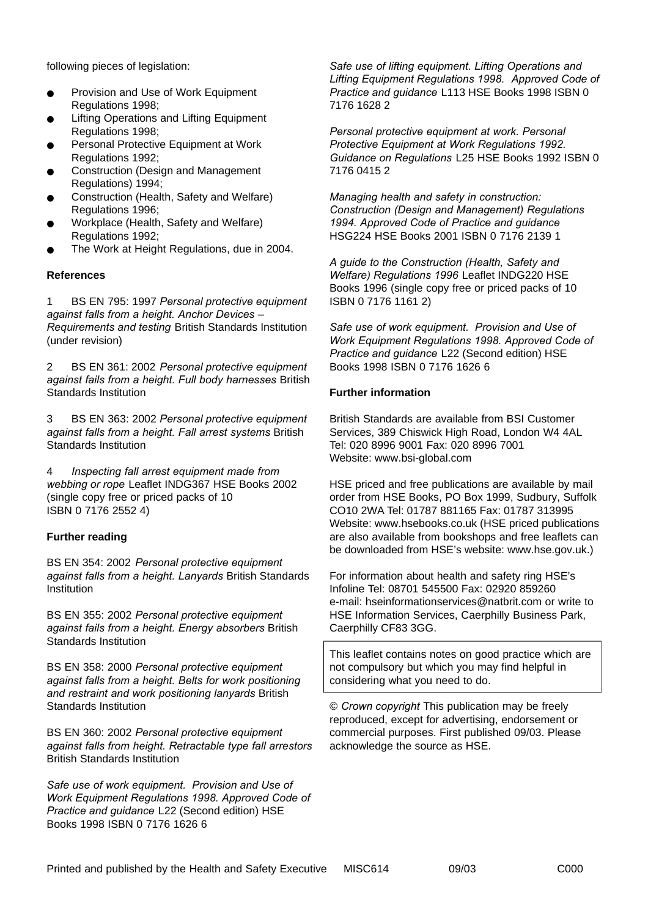following pieces of legislation:

- Provision and Use of Work Equipment Regulations 1998;
- Lifting Operations and Lifting Equipment Regulations 1998;
- Personal Protective Equipment at Work Regulations 1992;
- Construction (Design and Management Regulations) 1994;
- Construction (Health, Safety and Welfare) Regulations 1996;
- Workplace (Health, Safety and Welfare) Regulations 1992;
- The Work at Height Regulations, due in 2004.

### References

1 BS EN 795: 1997 *Personal protective equipment against falls from a height. Anchor Devices – Requirements and testing* British Standards Institution (under revision)

2 BS EN 361: 2002 *Personal protective equipment against falls from a height. Full body harnesses* British Standards Institution

3 BS EN 363: 2002 *Personal protective equipment against falls from a height. Fall arrest systems* British Standards Institution

4 *Inspecting fall arrest equipment made from webbing or rope* Leaflet INDG367 HSE Books 2002 (single copy free or priced packs of 10 ISBN 0 7176 2552 4)

### Further reading

BS EN 354: 2002 *Personal protective equipment against falls from a height. Lanyards* British Standards Institution

BS EN 355: 2002 *Personal protective equipment against falls from a height. Energy absorbers* British Standards Institution

BS EN 358: 2000 *Personal protective equipment against falls from a height. Belts for work positioning and restraint and work positioning lanyards* British Standards Institution

BS EN 360: 2002 *Personal protective equipment against falls from height. Retractable type fall arrestors* British Standards Institution

*Safe use of work equipment. Provision and Use of Work Equipment Regulations 1998. Approved Code of Practice and guidance* L22 (Second edition) HSE Books 1998 ISBN 0 7176 1626 6

*Safe use of lifting equipment. Lifting Operations and Lifting Equipment Regulations 1998. Approved Code of Practice and guidance* L113 HSE Books 1998 ISBN 0 7176 1628 2

*Personal protective equipment at work. Personal Protective Equipment at Work Regulations 1992. Guidance on Regulations* L25 HSE Books 1992 ISBN 0 7176 0415 2

*Managing health and safety in construction: Construction (Design and Management) Regulations 1994. Approved Code of Practice and guidance* HSG224 HSE Books 2001 ISBN 0 7176 2139 1

*A guide to the Construction (Health, Safety and Welfare) Regulations 1996* Leaflet INDG220 HSE Books 1996 (single copy free or priced packs of 10 ISBN 0 7176 1161 2)

*Safe use of work equipment. Provision and Use of Work Equipment Regulations 1998. Approved Code of Practice and guidance* L22 (Second edition) HSE Books 1998 ISBN 0 7176 1626 6

### Further information

British Standards are available from BSI Customer Services, 389 Chiswick High Road, London W4 4AL Tel: 020 8996 9001 Fax: 020 8996 7001 Website: www.bsi-global.com

HSE priced and free publications are available by mail order from HSE Books, PO Box 1999, Sudbury, Suffolk CO10 2WA Tel: 01787 881165 Fax: 01787 313995 Website: www.hsebooks.co.uk (HSE priced publications are also available from bookshops and free leaflets can be downloaded from HSE's website: www.hse.gov.uk.)

For information about health and safety ring HSE's Infoline Tel: 08701 545500 Fax: 02920 859260 e-mail: hseinformationservices@natbrit.com or write to HSE Information Services, Caerphilly Business Park, Caerphilly CF83 3GG.

This leaflet contains notes on good practice which are not compulsory but which you may find helpful in considering what you need to do.

© *Crown copyright* This publication may be freely reproduced, except for advertising, endorsement or commercial purposes. First published 09/03. Please acknowledge the source as HSE.

Printed and published by the Health and Safety Executive MISC614 09/03 C000